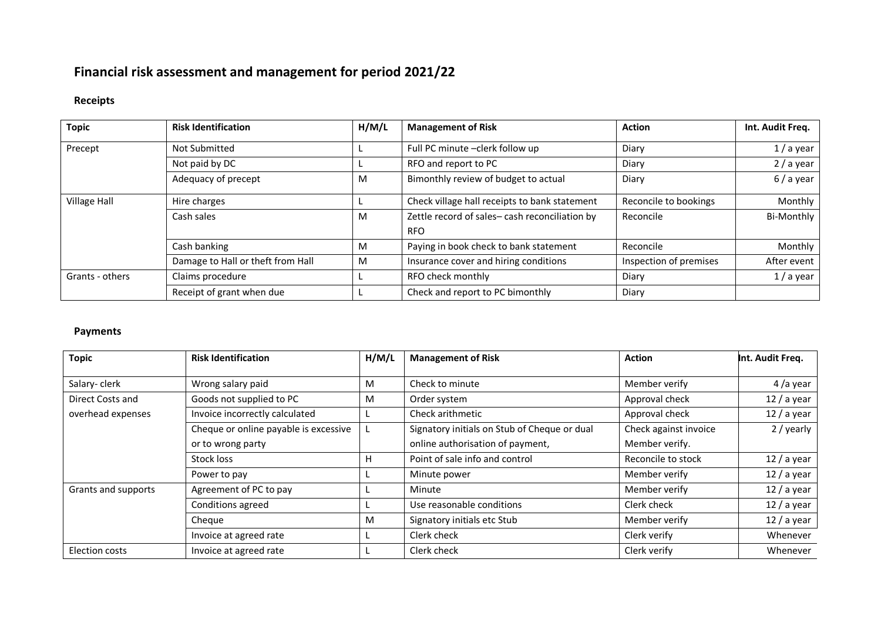# Financial risk assessment and management for period 2021/22

## Receipts

| Topic | Risk Identification | H/M/L | Management of Risk | Action | Int. Audit Freq. |
|---|---|---|---|---|---|
| Precept | Not Submitted | L | Full PC minute –clerk follow up | Diary | 1 / a year |
| | Not paid by DC | L | RFO and report to PC | Diary | 2 / a year |
| | Adequacy of precept | M | Bimonthly review of budget to actual | Diary | 6 / a year |
| Village Hall | Hire charges | L | Check village hall receipts to bank statement | Reconcile to bookings | Monthly |
| | Cash sales | M | Zettle record of sales– cash reconciliation by RFO | Reconcile | Bi-Monthly |
| | Cash banking | M | Paying in book check to bank statement | Reconcile | Monthly |
| | Damage to Hall or theft from Hall | M | Insurance cover and hiring conditions | Inspection of premises | After event |
| Grants - others | Claims procedure | L | RFO check monthly | Diary | 1 / a year |
| | Receipt of grant when due | L | Check and report to PC bimonthly | Diary | |

## Payments

| Topic | Risk Identification | H/M/L | Management of Risk | Action | Int. Audit Freq. |
|---|---|---|---|---|---|
| Salary- clerk | Wrong salary paid | M | Check to minute | Member verify | 4 /a year |
| Direct Costs and overhead expenses | Goods not supplied to PC | M | Order system | Approval check | 12 / a year |
| | Invoice incorrectly calculated | L | Check arithmetic | Approval check | 12 / a year |
| | Cheque or online payable is excessive or to wrong party | L | Signatory initials on Stub of Cheque or dual online authorisation of payment, | Check against invoice Member verify. | 2 / yearly |
| | Stock loss | H | Point of sale info and control | Reconcile to stock | 12 / a year |
| | Power to pay | L | Minute power | Member verify | 12 / a year |
| Grants and supports | Agreement of PC to pay | L | Minute | Member verify | 12 / a year |
| | Conditions agreed | L | Use reasonable conditions | Clerk check | 12 / a year |
| | Cheque | M | Signatory initials etc Stub | Member verify | 12 / a year |
| | Invoice at agreed rate | L | Clerk check | Clerk verify | Whenever |
| Election costs | Invoice at agreed rate | L | Clerk check | Clerk verify | Whenever |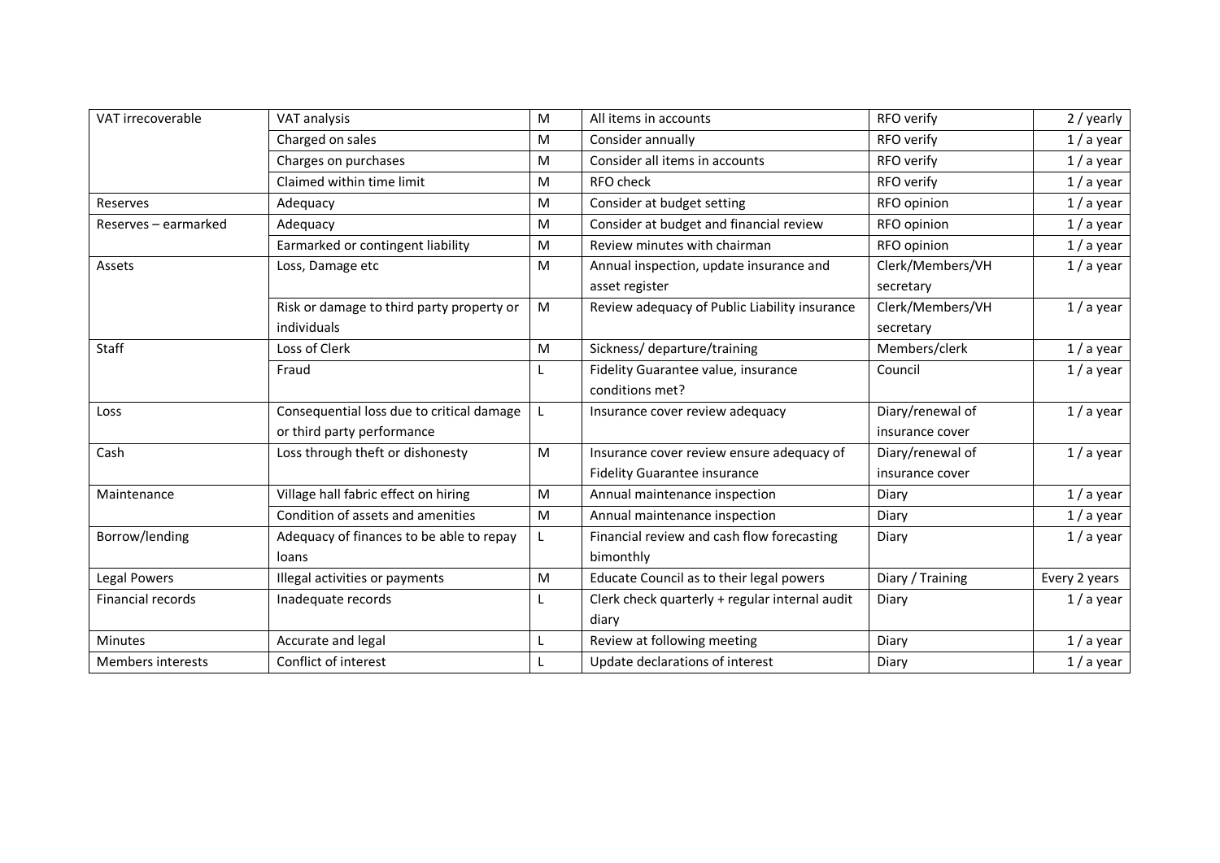| | | | | | |
|---|---|---|---|---|---|
| VAT irrecoverable | VAT analysis | M | All items in accounts | RFO verify | 2 / yearly |
| | Charged on sales | M | Consider annually | RFO verify | 1 / a year |
| | Charges on purchases | M | Consider all items in accounts | RFO verify | 1 / a year |
| | Claimed within time limit | M | RFO check | RFO verify | 1 / a year |
| Reserves | Adequacy | M | Consider at budget setting | RFO opinion | 1 / a year |
| Reserves – earmarked | Adequacy | M | Consider at budget and financial review | RFO opinion | 1 / a year |
| | Earmarked or contingent liability | M | Review minutes with chairman | RFO opinion | 1 / a year |
| Assets | Loss, Damage etc | M | Annual inspection, update insurance and asset register | Clerk/Members/VH secretary | 1 / a year |
| | Risk or damage to third party property or individuals | M | Review adequacy of Public Liability insurance | Clerk/Members/VH secretary | 1 / a year |
| Staff | Loss of Clerk | M | Sickness/ departure/training | Members/clerk | 1 / a year |
| | Fraud | L | Fidelity Guarantee value, insurance conditions met? | Council | 1 / a year |
| Loss | Consequential loss due to critical damage or third party performance | L | Insurance cover review adequacy | Diary/renewal of insurance cover | 1 / a year |
| Cash | Loss through theft or dishonesty | M | Insurance cover review ensure adequacy of Fidelity Guarantee insurance | Diary/renewal of insurance cover | 1 / a year |
| Maintenance | Village hall fabric effect on hiring | M | Annual maintenance inspection | Diary | 1 / a year |
| | Condition of assets and amenities | M | Annual maintenance inspection | Diary | 1 / a year |
| Borrow/lending | Adequacy of finances to be able to repay loans | L | Financial review and cash flow forecasting bimonthly | Diary | 1 / a year |
| Legal Powers | Illegal activities or payments | M | Educate Council as to their legal powers | Diary / Training | Every 2 years |
| Financial records | Inadequate records | L | Clerk check quarterly + regular internal audit diary | Diary | 1 / a year |
| Minutes | Accurate and legal | L | Review at following meeting | Diary | 1 / a year |
| Members interests | Conflict of interest | L | Update declarations of interest | Diary | 1 / a year |